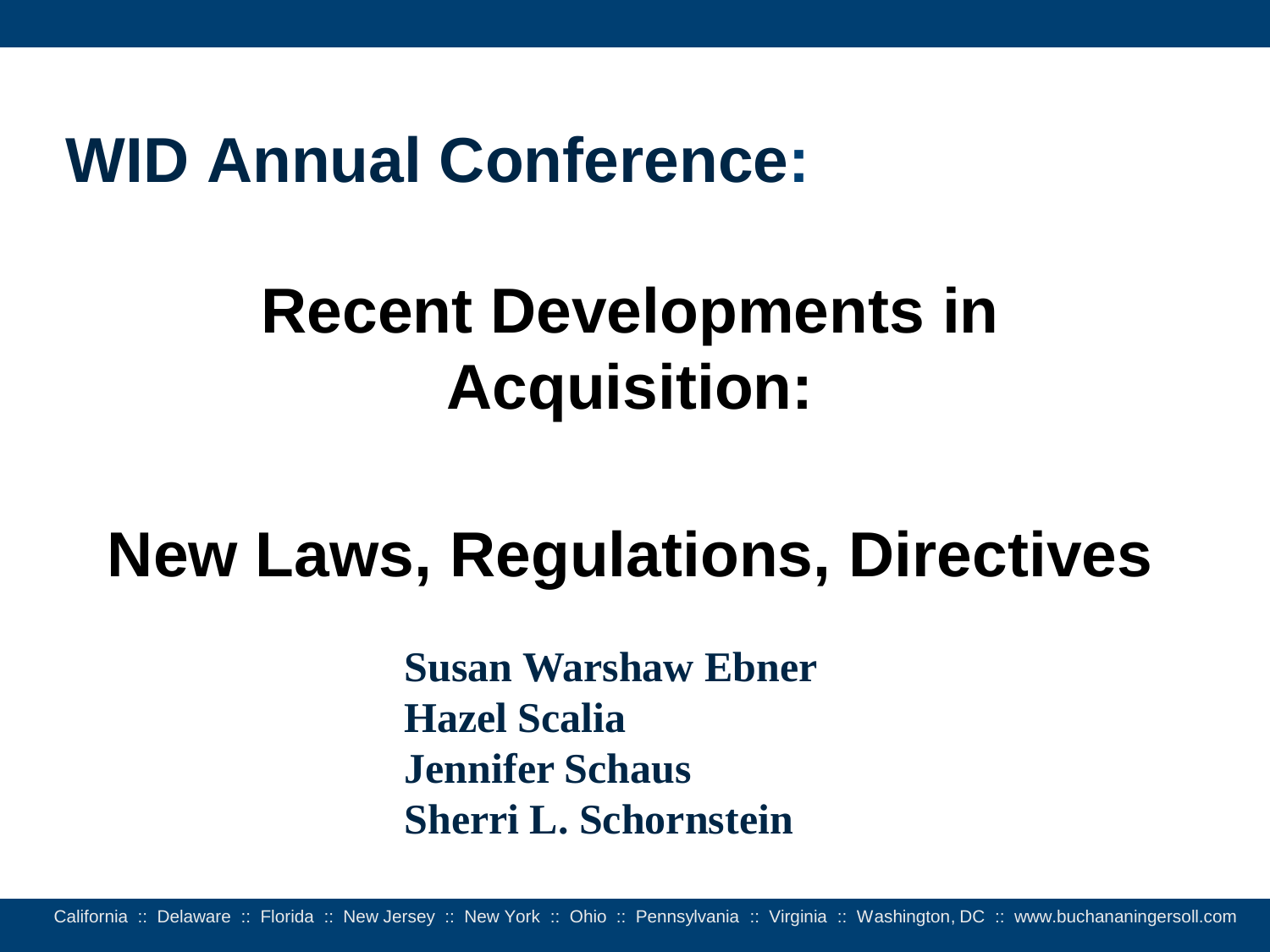# WID Annual Conference:

## Recent Developments in Acquisition:

## New Laws, Regulations, Directives

**Susan Warshaw Ebner**
**Hazel Scalia**
**Jennifer Schaus**
**Sherri L. Schornstein**

California :: Delaware :: Florida :: New Jersey :: New York :: Ohio :: Pennsylvania :: Virginia :: Washington, DC :: www.buchananingersoll.com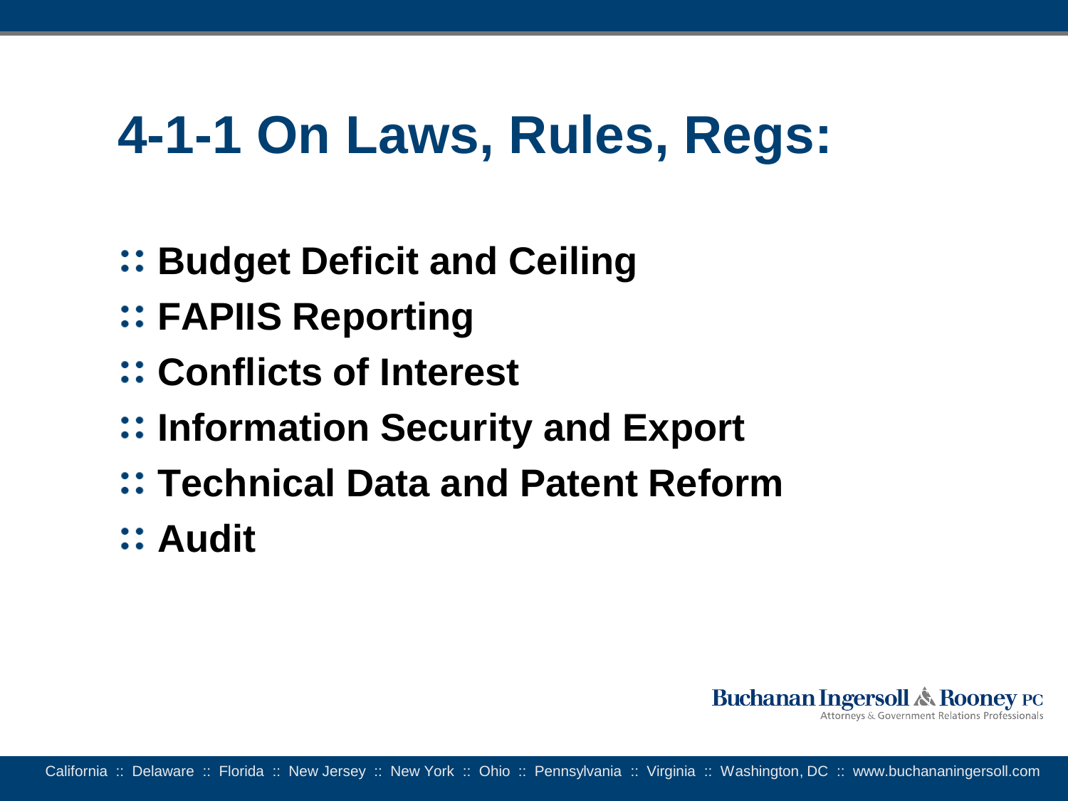# 4-1-1 On Laws, Rules, Regs:

- Budget Deficit and Ceiling
- FAPIIS Reporting
- Conflicts of Interest
- Information Security and Export
- Technical Data and Patent Reform
- Audit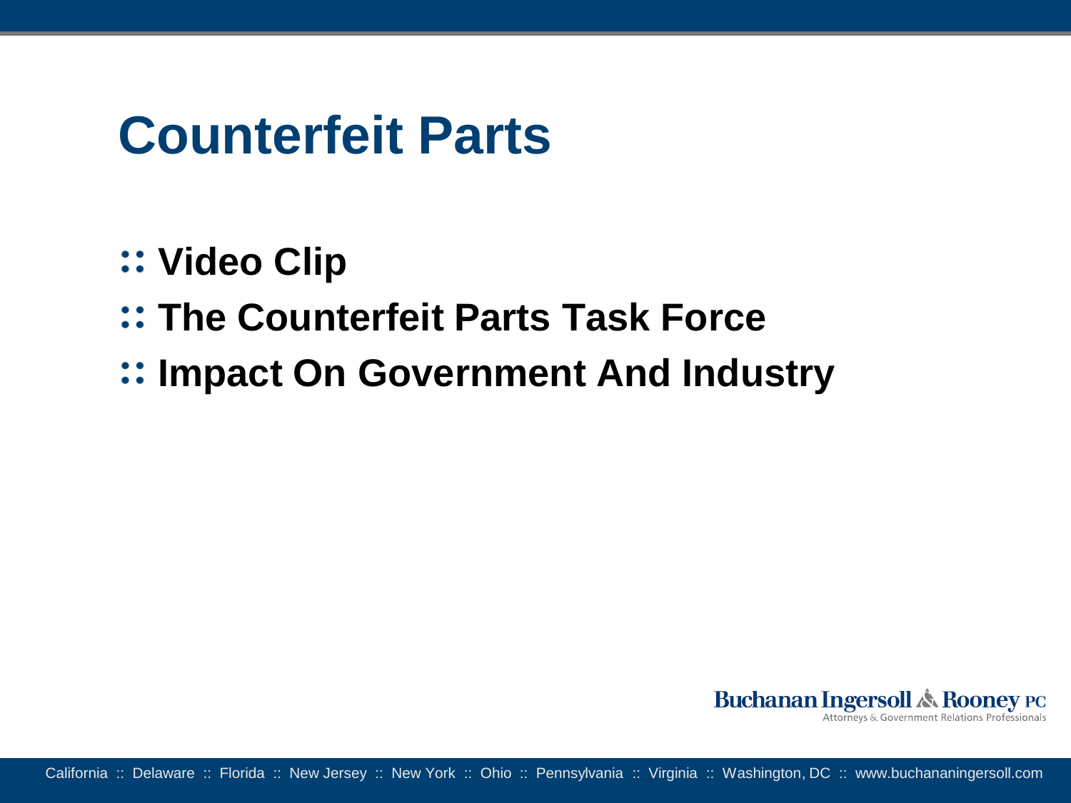# Counterfeit Parts

- **Video Clip**
- **The Counterfeit Parts Task Force**
- **Impact On Government And Industry**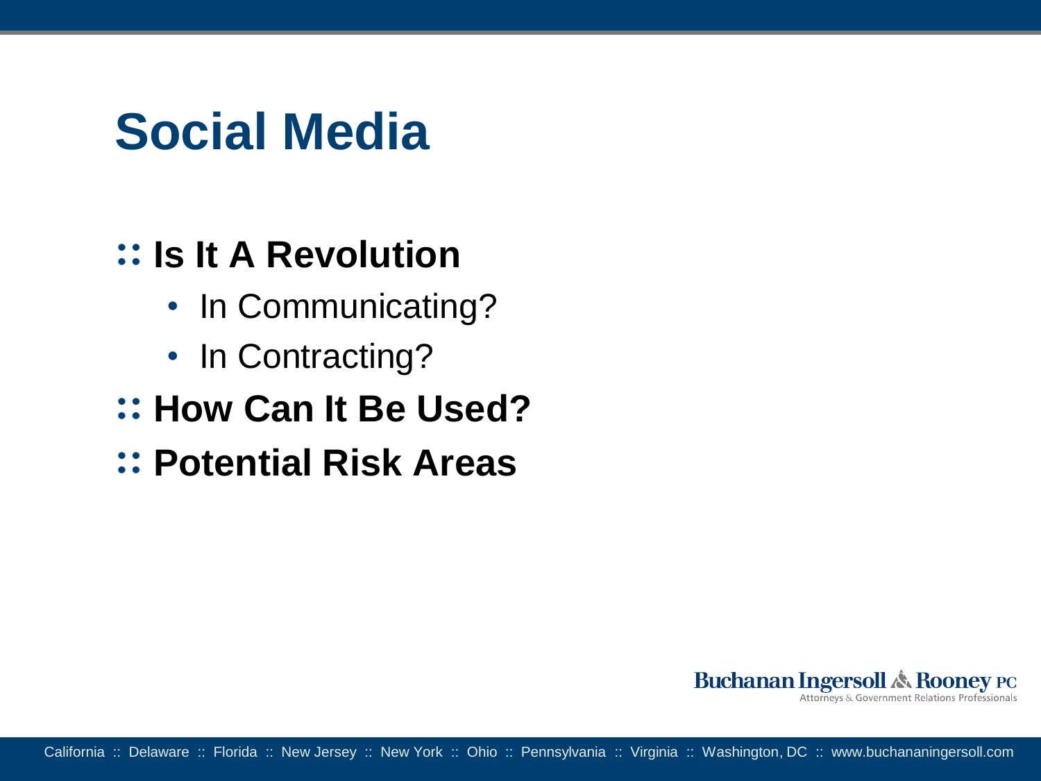# Social Media

- **Is It A Revolution**
  - In Communicating?
  - In Contracting?
- **How Can It Be Used?**
- **Potential Risk Areas**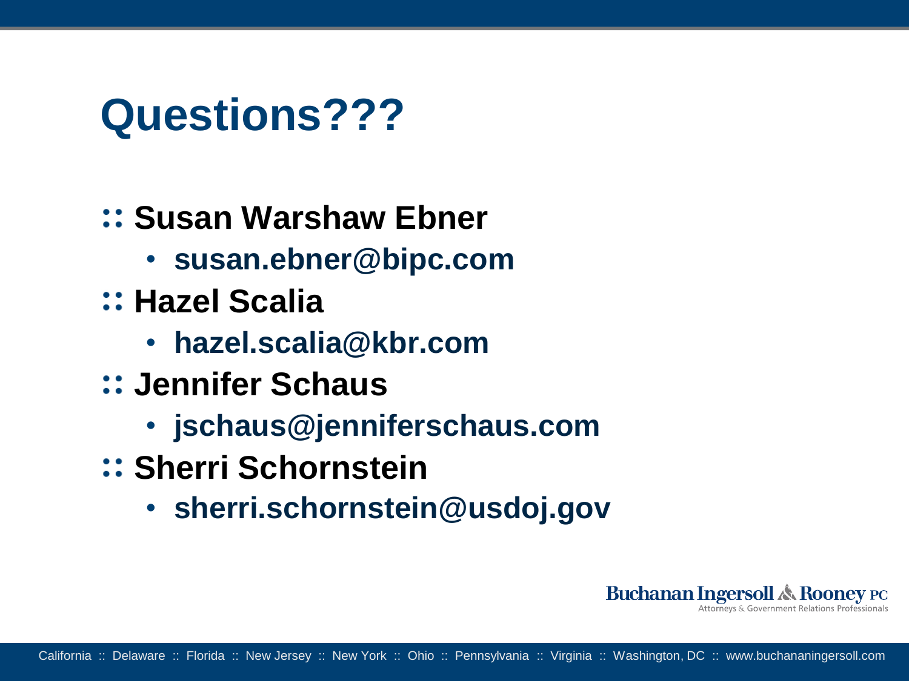# Questions???

- **Susan Warshaw Ebner**
  - **susan.ebner@bipc.com**
- **Hazel Scalia**
  - **hazel.scalia@kbr.com**
- **Jennifer Schaus**
  - **jschaus@jenniferschaus.com**
- **Sherri Schornstein**
  - **sherri.schornstein@usdoj.gov**

Buchanan Ingersoll & Rooney PC
Attorneys & Government Relations Professionals

California :: Delaware :: Florida :: New Jersey :: New York :: Ohio :: Pennsylvania :: Virginia :: Washington, DC :: www.buchananingersoll.com